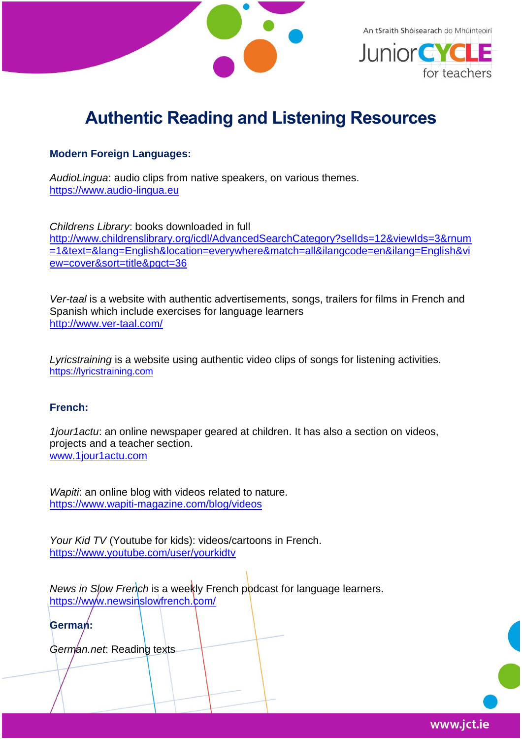# Authentic Reading and Listening Resources

### Modern Foreign Languages:

*AudioLingua*: audio clips from native speakers, on various themes.
https://www.audio-lingua.eu

*Childrens Library*: books downloaded in full
http://www.childrenslibrary.org/icdl/AdvancedSearchCategory?selIds=12&viewIds=3&rnum=1&text=&lang=English&location=everywhere&match=all&ilangcode=en&ilang=English&view=cover&sort=title&pgct=36

*Ver-taal* is a website with authentic advertisements, songs, trailers for films in French and Spanish which include exercises for language learners
http://www.ver-taal.com/

*Lyricstraining* is a website using authentic video clips of songs for listening activities.
https://lyricstraining.com

### French:

*1jour1actu*: an online newspaper geared at children. It has also a section on videos, projects and a teacher section.
www.1jour1actu.com

*Wapiti*: an online blog with videos related to nature.
https://www.wapiti-magazine.com/blog/videos

*Your Kid TV* (Youtube for kids): videos/cartoons in French.
https://www.youtube.com/user/yourkidtv

*News in Slow French* is a weekly French podcast for language learners.
https://www.newsinslowfrench.com/

### German:

*German.net*: Reading texts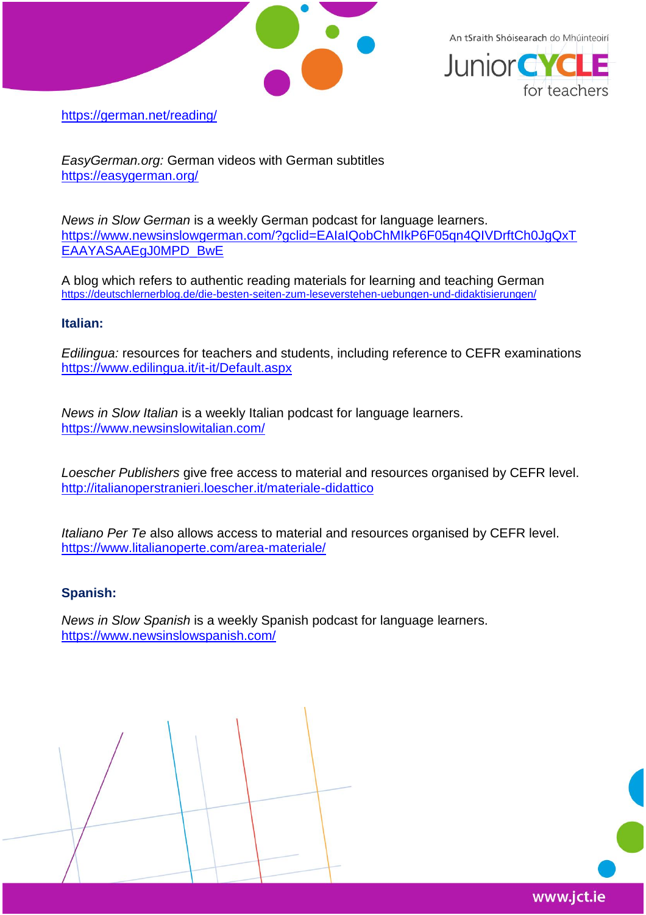https://german.net/reading/

*EasyGerman.org:* German videos with German subtitles
https://easygerman.org/

*News in Slow German* is a weekly German podcast for language learners.
https://www.newsinslowgerman.com/?gclid=EAIaIQobChMIkP6F05qn4QIVDrftCh0JgQxTEAAYASAAEgJ0MPD_BwE

A blog which refers to authentic reading materials for learning and teaching German
https://deutschlernerblog.de/die-besten-seiten-zum-leseverstehen-uebungen-und-didaktisierungen/

**Italian:**

*Edilingua:* resources for teachers and students, including reference to CEFR examinations
https://www.edilingua.it/it-it/Default.aspx

*News in Slow Italian* is a weekly Italian podcast for language learners.
https://www.newsinslowitalian.com/

*Loescher Publishers* give free access to material and resources organised by CEFR level.
http://italianoperstranieri.loescher.it/materiale-didattico

*Italiano Per Te* also allows access to material and resources organised by CEFR level.
https://www.litalianoperte.com/area-materiale/

**Spanish:**

*News in Slow Spanish* is a weekly Spanish podcast for language learners.
https://www.newsinslowspanish.com/